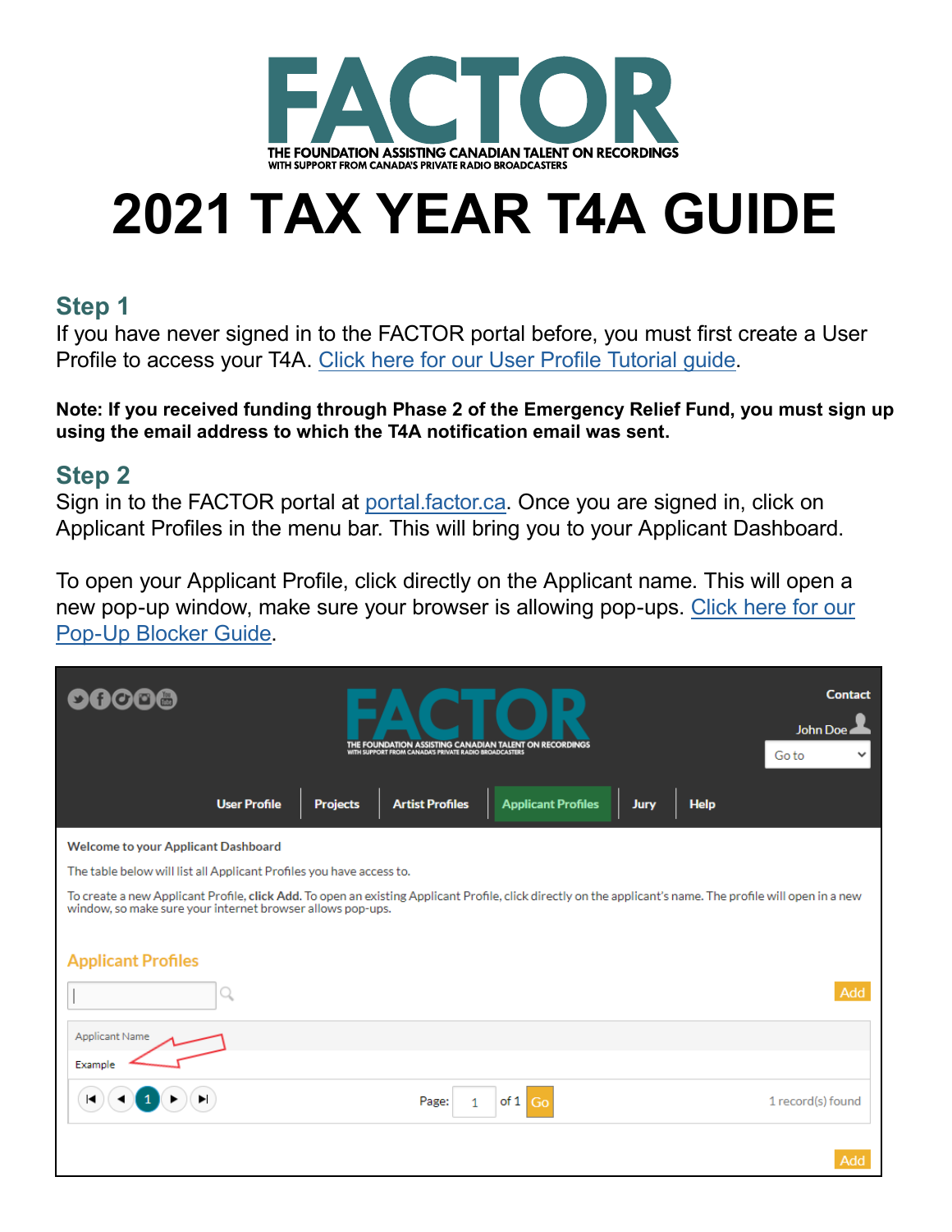# FACTOR

THE FOUNDATION ASSISTING CANADIAN TALENT ON RECORDINGS
WITH SUPPORT FROM CANADA'S PRIVATE RADIO BROADCASTERS

# 2021 TAX YEAR T4A GUIDE

## Step 1

If you have never signed in to the FACTOR portal before, you must first create a User Profile to access your T4A. Click here for our User Profile Tutorial guide.

**Note: If you received funding through Phase 2 of the Emergency Relief Fund, you must sign up using the email address to which the T4A notification email was sent.**

## Step 2

Sign in to the FACTOR portal at portal.factor.ca. Once you are signed in, click on Applicant Profiles in the menu bar. This will bring you to your Applicant Dashboard.

To open your Applicant Profile, click directly on the Applicant name. This will open a new pop-up window, make sure your browser is allowing pop-ups. Click here for our Pop-Up Blocker Guide.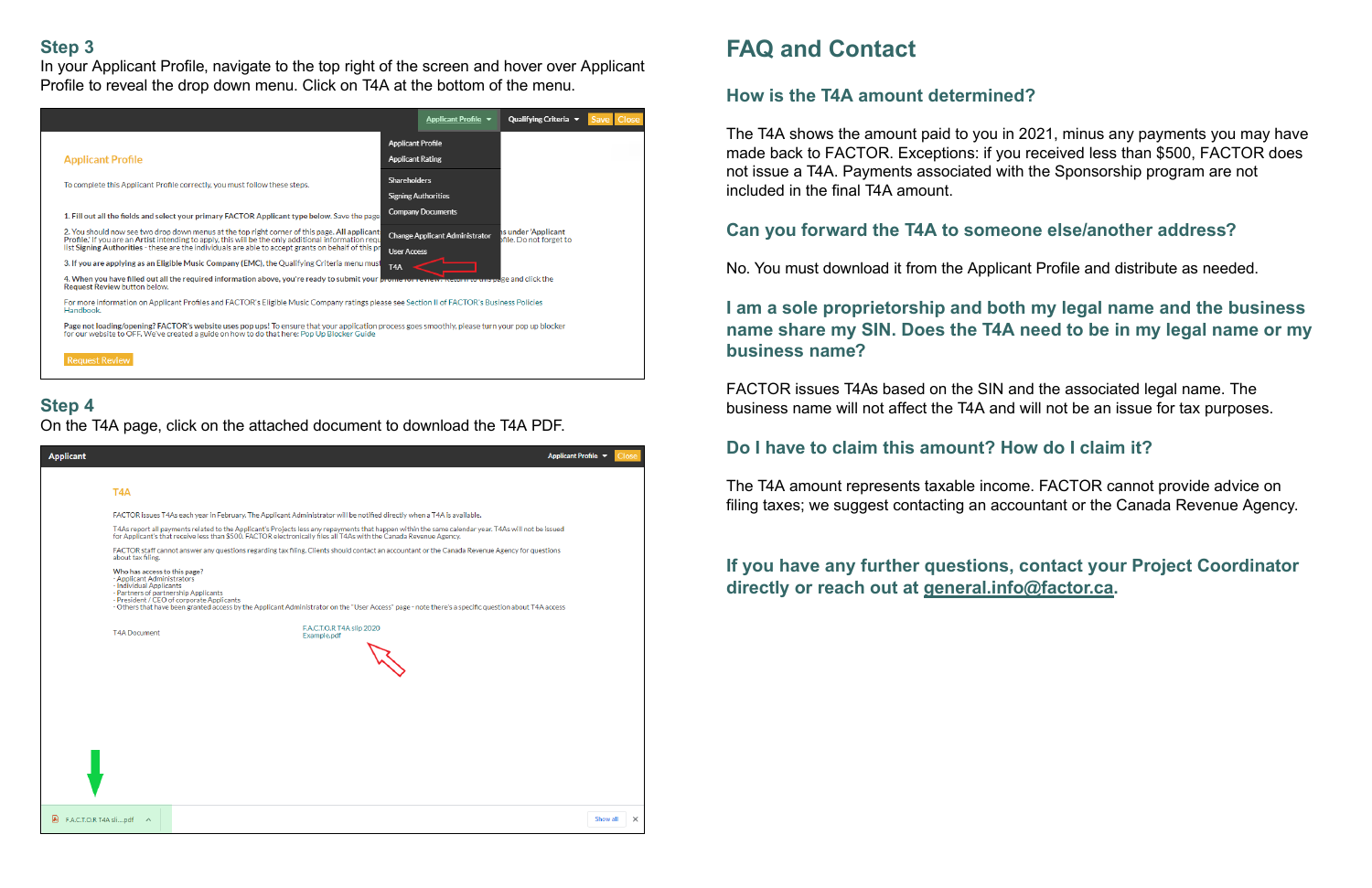## Step 3

In your Applicant Profile, navigate to the top right of the screen and hover over Applicant Profile to reveal the drop down menu. Click on T4A at the bottom of the menu.

## Step 4

On the T4A page, click on the attached document to download the T4A PDF.

# FAQ and Contact

### How is the T4A amount determined?

The T4A shows the amount paid to you in 2021, minus any payments you may have made back to FACTOR. Exceptions: if you received less than $500, FACTOR does not issue a T4A. Payments associated with the Sponsorship program are not included in the final T4A amount.

### Can you forward the T4A to someone else/another address?

No. You must download it from the Applicant Profile and distribute as needed.

### I am a sole proprietorship and both my legal name and the business name share my SIN. Does the T4A need to be in my legal name or my business name?

FACTOR issues T4As based on the SIN and the associated legal name. The business name will not affect the T4A and will not be an issue for tax purposes.

### Do I have to claim this amount? How do I claim it?

The T4A amount represents taxable income. FACTOR cannot provide advice on filing taxes; we suggest contacting an accountant or the Canada Revenue Agency.

### If you have any further questions, contact your Project Coordinator directly or reach out at general.info@factor.ca.